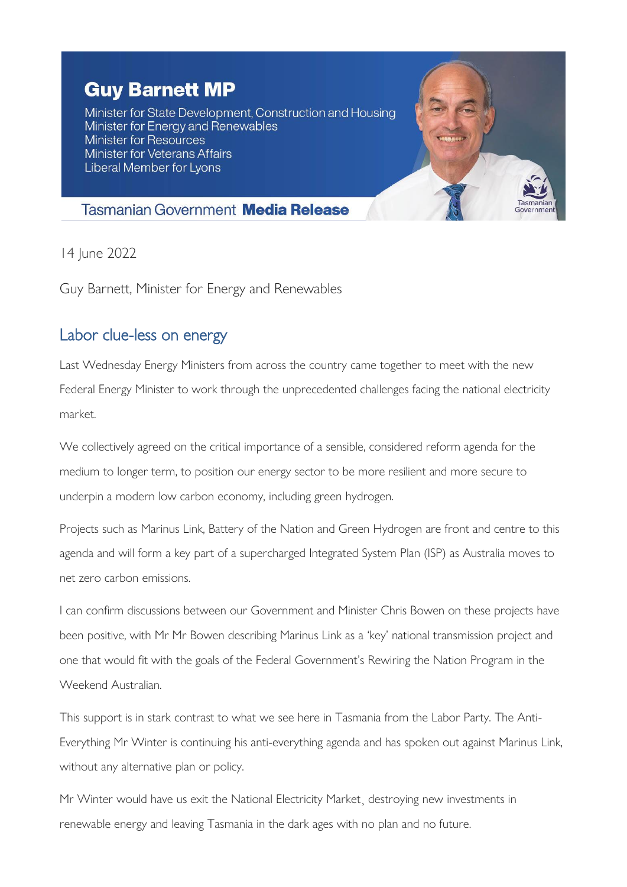**Guy Barnett MP**

Minister for State Development, Construction and Housing
Minister for Energy and Renewables
Minister for Resources
Minister for Veterans Affairs
Liberal Member for Lyons

Tasmanian Government **Media Release**

14 June 2022

Guy Barnett, Minister for Energy and Renewables

## Labor clue-less on energy

Last Wednesday Energy Ministers from across the country came together to meet with the new Federal Energy Minister to work through the unprecedented challenges facing the national electricity market.

We collectively agreed on the critical importance of a sensible, considered reform agenda for the medium to longer term, to position our energy sector to be more resilient and more secure to underpin a modern low carbon economy, including green hydrogen.

Projects such as Marinus Link, Battery of the Nation and Green Hydrogen are front and centre to this agenda and will form a key part of a supercharged Integrated System Plan (ISP) as Australia moves to net zero carbon emissions.

I can confirm discussions between our Government and Minister Chris Bowen on these projects have been positive, with Mr Mr Bowen describing Marinus Link as a 'key' national transmission project and one that would fit with the goals of the Federal Government's Rewiring the Nation Program in the Weekend Australian.

This support is in stark contrast to what we see here in Tasmania from the Labor Party. The Anti-Everything Mr Winter is continuing his anti-everything agenda and has spoken out against Marinus Link, without any alternative plan or policy.

Mr Winter would have us exit the National Electricity Market¸ destroying new investments in renewable energy and leaving Tasmania in the dark ages with no plan and no future.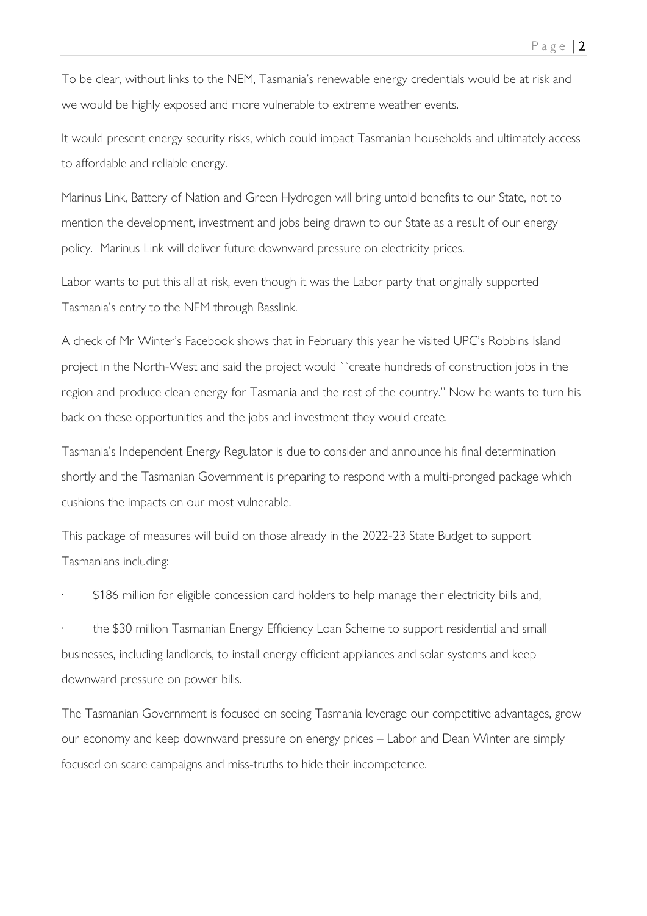To be clear, without links to the NEM, Tasmania's renewable energy credentials would be at risk and we would be highly exposed and more vulnerable to extreme weather events.

It would present energy security risks, which could impact Tasmanian households and ultimately access to affordable and reliable energy.

Marinus Link, Battery of Nation and Green Hydrogen will bring untold benefits to our State, not to mention the development, investment and jobs being drawn to our State as a result of our energy policy. Marinus Link will deliver future downward pressure on electricity prices.

Labor wants to put this all at risk, even though it was the Labor party that originally supported Tasmania's entry to the NEM through Basslink.

A check of Mr Winter's Facebook shows that in February this year he visited UPC's Robbins Island project in the North-West and said the project would ``create hundreds of construction jobs in the region and produce clean energy for Tasmania and the rest of the country." Now he wants to turn his back on these opportunities and the jobs and investment they would create.

Tasmania's Independent Energy Regulator is due to consider and announce his final determination shortly and the Tasmanian Government is preparing to respond with a multi-pronged package which cushions the impacts on our most vulnerable.

This package of measures will build on those already in the 2022-23 State Budget to support Tasmanians including:

- $186 million for eligible concession card holders to help manage their electricity bills and,
- the $30 million Tasmanian Energy Efficiency Loan Scheme to support residential and small businesses, including landlords, to install energy efficient appliances and solar systems and keep downward pressure on power bills.

The Tasmanian Government is focused on seeing Tasmania leverage our competitive advantages, grow our economy and keep downward pressure on energy prices – Labor and Dean Winter are simply focused on scare campaigns and miss-truths to hide their incompetence.